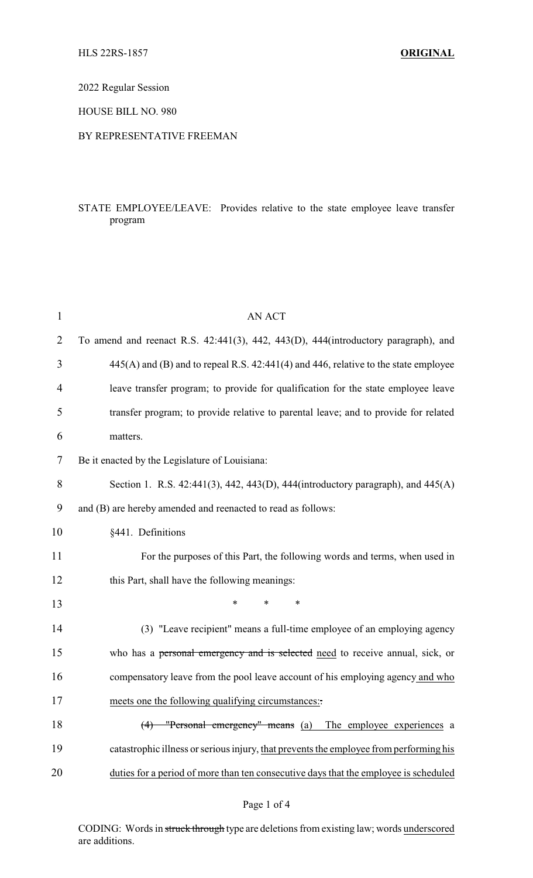HLS 22RS-1857 **ORIGINAL**

2022 Regular Session

HOUSE BILL NO. 980

BY REPRESENTATIVE FREEMAN

STATE EMPLOYEE/LEAVE: Provides relative to the state employee leave transfer program

AN ACT

To amend and reenact R.S. 42:441(3), 442, 443(D), 444(introductory paragraph), and 445(A) and (B) and to repeal R.S. 42:441(4) and 446, relative to the state employee leave transfer program; to provide for qualification for the state employee leave transfer program; to provide relative to parental leave; and to provide for related matters.

Be it enacted by the Legislature of Louisiana:

Section 1. R.S. 42:441(3), 442, 443(D), 444(introductory paragraph), and 445(A) and (B) are hereby amended and reenacted to read as follows:

§441. Definitions

For the purposes of this Part, the following words and terms, when used in this Part, shall have the following meanings:

\* \* \*

(3) "Leave recipient" means a full-time employee of an employing agency who has a ~~personal emergency and is selected~~ <u>need</u> to receive annual, sick, or compensatory leave from the pool leave account of his employing agency <u>and who meets one the following qualifying circumstances:</u>~~.~~

~~(4) "Personal emergency" means~~ <u>(a)</u> The employee experiences a catastrophic illness or serious injury, <u>that prevents the employee from performing his duties for a period of more than ten consecutive days that the employee is scheduled</u>

CODING: Words in ~~struck through~~ type are deletions from existing law; words <u>underscored</u> are additions.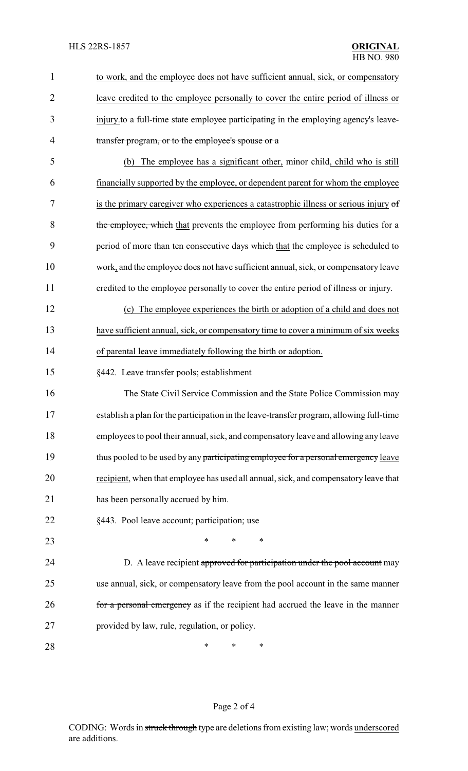to work, and the employee does not have sufficient annual, sick, or compensatory leave credited to the employee personally to cover the entire period of illness or injury.~~to a full-time state employee participating in the employing agency's leave-transfer program, or to the employee's spouse or a~~

(b) The employee has a significant other, minor child, child who is still financially supported by the employee, or dependent parent for whom the employee is the primary caregiver who experiences a catastrophic illness or serious injury ~~of the employee, which~~ that prevents the employee from performing his duties for a period of more than ten consecutive days ~~which~~ that the employee is scheduled to work, and the employee does not have sufficient annual, sick, or compensatory leave credited to the employee personally to cover the entire period of illness or injury.

(c) The employee experiences the birth or adoption of a child and does not have sufficient annual, sick, or compensatory time to cover a minimum of six weeks of parental leave immediately following the birth or adoption.

§442. Leave transfer pools; establishment

The State Civil Service Commission and the State Police Commission may establish a plan for the participation in the leave-transfer program, allowing full-time employees to pool their annual, sick, and compensatory leave and allowing any leave thus pooled to be used by any ~~participating employee for a personal emergency~~ leave recipient, when that employee has used all annual, sick, and compensatory leave that has been personally accrued by him.

§443. Pool leave account; participation; use

\* \* \*

D. A leave recipient ~~approved for participation under the pool account~~ may use annual, sick, or compensatory leave from the pool account in the same manner ~~for a personal emergency~~ as if the recipient had accrued the leave in the manner provided by law, rule, regulation, or policy.

\* \* \*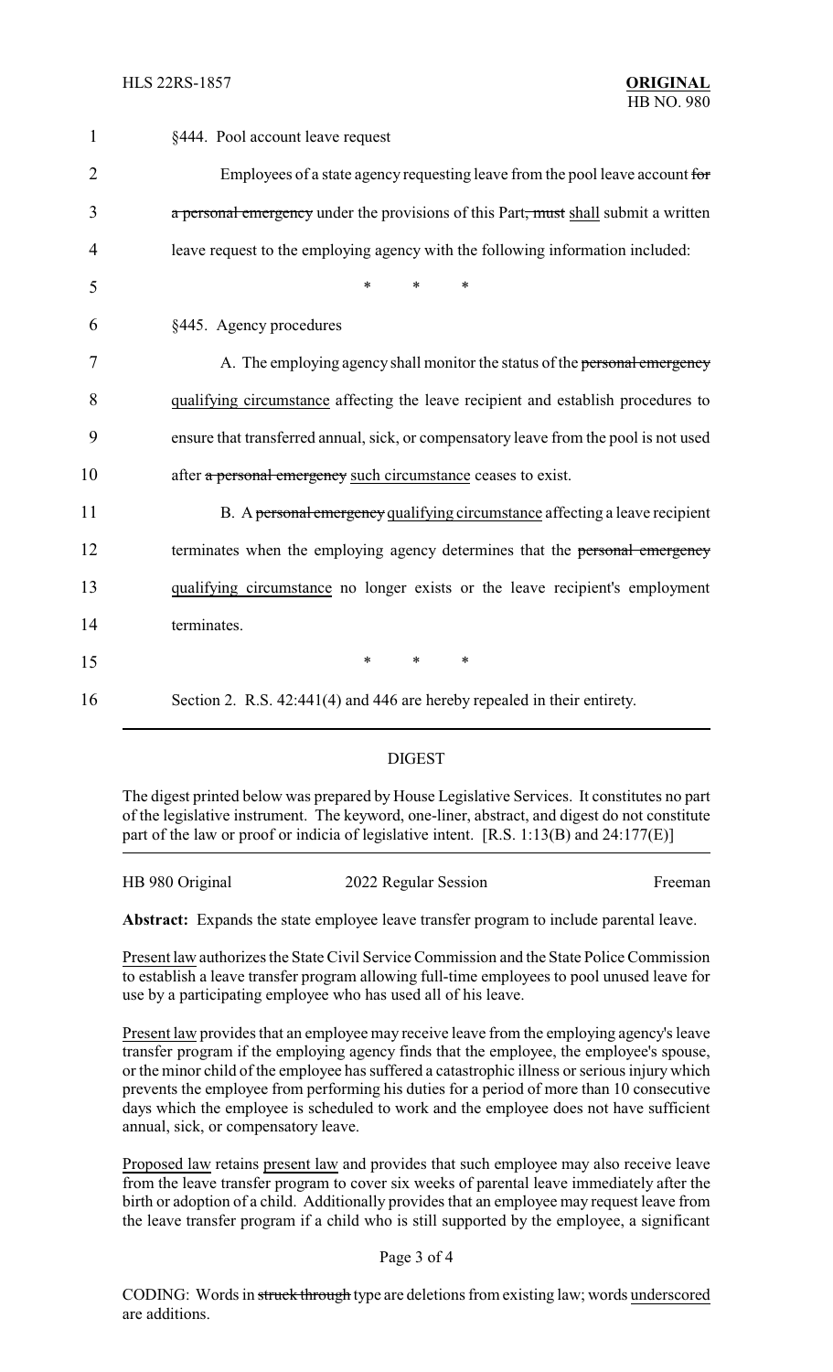§444. Pool account leave request

Employees of a state agency requesting leave from the pool leave account ~~for a personal emergency~~ under the provisions of this Part~~, must~~ shall submit a written leave request to the employing agency with the following information included:

\* \* \*

§445. Agency procedures

A. The employing agency shall monitor the status of the ~~personal emergency~~ qualifying circumstance affecting the leave recipient and establish procedures to ensure that transferred annual, sick, or compensatory leave from the pool is not used after ~~a personal emergency~~ such circumstance ceases to exist.

B. A ~~personal emergency~~ qualifying circumstance affecting a leave recipient terminates when the employing agency determines that the ~~personal emergency~~ qualifying circumstance no longer exists or the leave recipient's employment terminates.

\* \* \*

Section 2. R.S. 42:441(4) and 446 are hereby repealed in their entirety.

## DIGEST

The digest printed below was prepared by House Legislative Services. It constitutes no part of the legislative instrument. The keyword, one-liner, abstract, and digest do not constitute part of the law or proof or indicia of legislative intent. [R.S. 1:13(B) and 24:177(E)]

HB 980 Original — 2022 Regular Session — Freeman

**Abstract:** Expands the state employee leave transfer program to include parental leave.

Present law authorizes the State Civil Service Commission and the State Police Commission to establish a leave transfer program allowing full-time employees to pool unused leave for use by a participating employee who has used all of his leave.

Present law provides that an employee may receive leave from the employing agency's leave transfer program if the employing agency finds that the employee, the employee's spouse, or the minor child of the employee has suffered a catastrophic illness or serious injury which prevents the employee from performing his duties for a period of more than 10 consecutive days which the employee is scheduled to work and the employee does not have sufficient annual, sick, or compensatory leave.

Proposed law retains present law and provides that such employee may also receive leave from the leave transfer program to cover six weeks of parental leave immediately after the birth or adoption of a child. Additionally provides that an employee may request leave from the leave transfer program if a child who is still supported by the employee, a significant

CODING: Words in ~~struck through~~ type are deletions from existing law; words underscored are additions.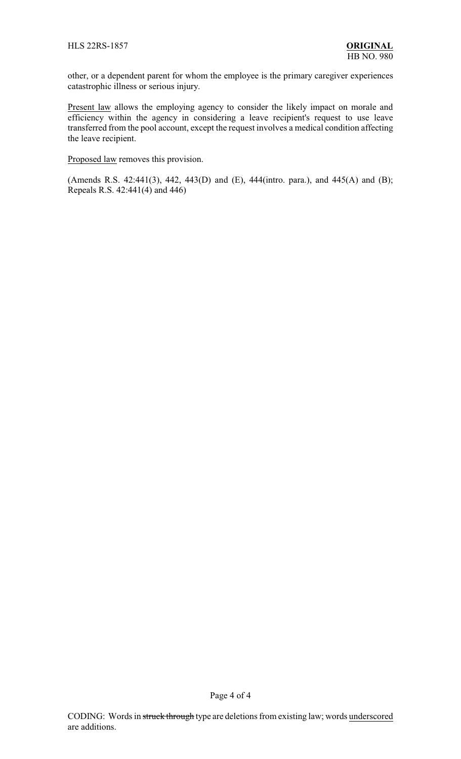other, or a dependent parent for whom the employee is the primary caregiver experiences catastrophic illness or serious injury.

Present law allows the employing agency to consider the likely impact on morale and efficiency within the agency in considering a leave recipient's request to use leave transferred from the pool account, except the request involves a medical condition affecting the leave recipient.

Proposed law removes this provision.

(Amends R.S. 42:441(3), 442, 443(D) and (E), 444(intro. para.), and 445(A) and (B); Repeals R.S. 42:441(4) and 446)

CODING: Words in ~~struck through~~ type are deletions from existing law; words underscored are additions.